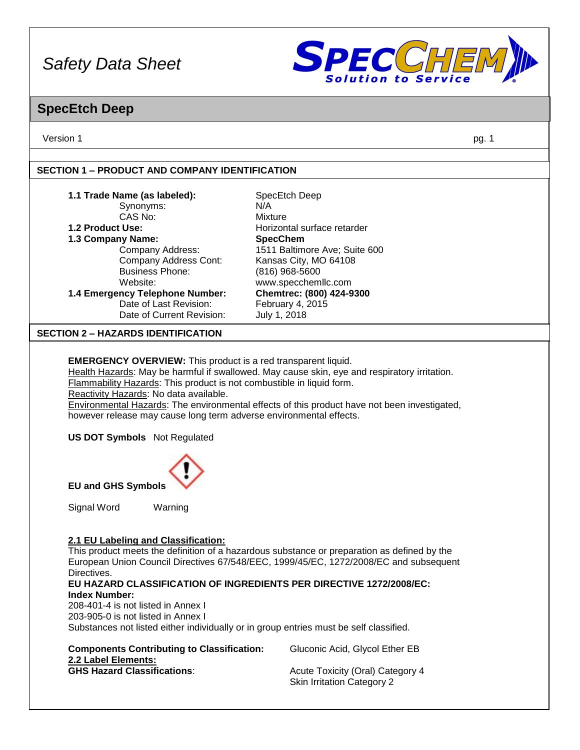# Safety Data Sheet

## SpecEtch Deep

Version 1

### SECTION 1 – PRODUCT AND COMPANY IDENTIFICATION

| | |
|---|---|
| **1.1 Trade Name (as labeled):** | SpecEtch Deep |
| Synonyms: | N/A |
| CAS No: | Mixture |
| **1.2 Product Use:** | Horizontal surface retarder |
| **1.3 Company Name:** | **SpecChem** |
| Company Address: | 1511 Baltimore Ave; Suite 600 |
| Company Address Cont: | Kansas City, MO 64108 |
| Business Phone: | (816) 968-5600 |
| Website: | www.specchemllc.com |
| **1.4 Emergency Telephone Number:** | **Chemtrec: (800) 424-9300** |
| Date of Last Revision: | February 4, 2015 |
| Date of Current Revision: | July 1, 2018 |

### SECTION 2 – HAZARDS IDENTIFICATION

**EMERGENCY OVERVIEW:** This product is a red transparent liquid.
Health Hazards: May be harmful if swallowed. May cause skin, eye and respiratory irritation.
Flammability Hazards: This product is not combustible in liquid form.
Reactivity Hazards: No data available.
Environmental Hazards: The environmental effects of this product have not been investigated, however release may cause long term adverse environmental effects.

**US DOT Symbols** Not Regulated

**EU and GHS Symbols**

Signal Word Warning

**2.1 EU Labeling and Classification:**
This product meets the definition of a hazardous substance or preparation as defined by the European Union Council Directives 67/548/EEC, 1999/45/EC, 1272/2008/EC and subsequent Directives.
**EU HAZARD CLASSIFICATION OF INGREDIENTS PER DIRECTIVE 1272/2008/EC:**
**Index Number:**
208-401-4 is not listed in Annex I
203-905-0 is not listed in Annex I
Substances not listed either individually or in group entries must be self classified.

**Components Contributing to Classification:** Gluconic Acid, Glycol Ether EB

**2.2 Label Elements:**

**GHS Hazard Classifications**: Acute Toxicity (Oral) Category 4
Skin Irritation Category 2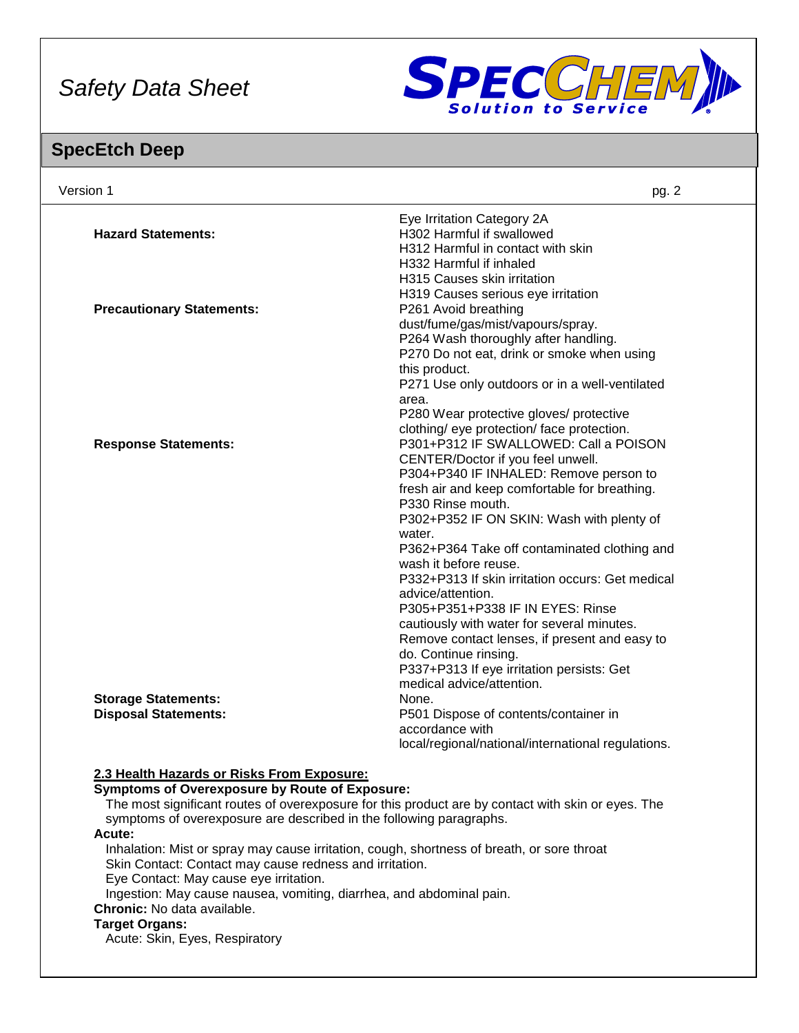| | |
|---|---|
| | Eye Irritation Category 2A |
| **Hazard Statements:** | H302 Harmful if swallowed<br>H312 Harmful in contact with skin<br>H332 Harmful if inhaled<br>H315 Causes skin irritation<br>H319 Causes serious eye irritation |
| **Precautionary Statements:** | P261 Avoid breathing dust/fume/gas/mist/vapours/spray.<br>P264 Wash thoroughly after handling.<br>P270 Do not eat, drink or smoke when using this product.<br>P271 Use only outdoors or in a well-ventilated area.<br>P280 Wear protective gloves/ protective clothing/ eye protection/ face protection. |
| **Response Statements:** | P301+P312 IF SWALLOWED: Call a POISON CENTER/Doctor if you feel unwell.<br>P304+P340 IF INHALED: Remove person to fresh air and keep comfortable for breathing.<br>P330 Rinse mouth.<br>P302+P352 IF ON SKIN: Wash with plenty of water.<br>P362+P364 Take off contaminated clothing and wash it before reuse.<br>P332+P313 If skin irritation occurs: Get medical advice/attention.<br>P305+P351+P338 IF IN EYES: Rinse cautiously with water for several minutes. Remove contact lenses, if present and easy to do. Continue rinsing.<br>P337+P313 If eye irritation persists: Get medical advice/attention. |
| **Storage Statements:** | None. |
| **Disposal Statements:** | P501 Dispose of contents/container in accordance with local/regional/national/international regulations. |

## 2.3 Health Hazards or Risks From Exposure:

**Symptoms of Overexposure by Route of Exposure:**

The most significant routes of overexposure for this product are by contact with skin or eyes. The symptoms of overexposure are described in the following paragraphs.

**Acute:**

Inhalation: Mist or spray may cause irritation, cough, shortness of breath, or sore throat
Skin Contact: Contact may cause redness and irritation.
Eye Contact: May cause eye irritation.
Ingestion: May cause nausea, vomiting, diarrhea, and abdominal pain.

**Chronic:** No data available.

**Target Organs:**

Acute: Skin, Eyes, Respiratory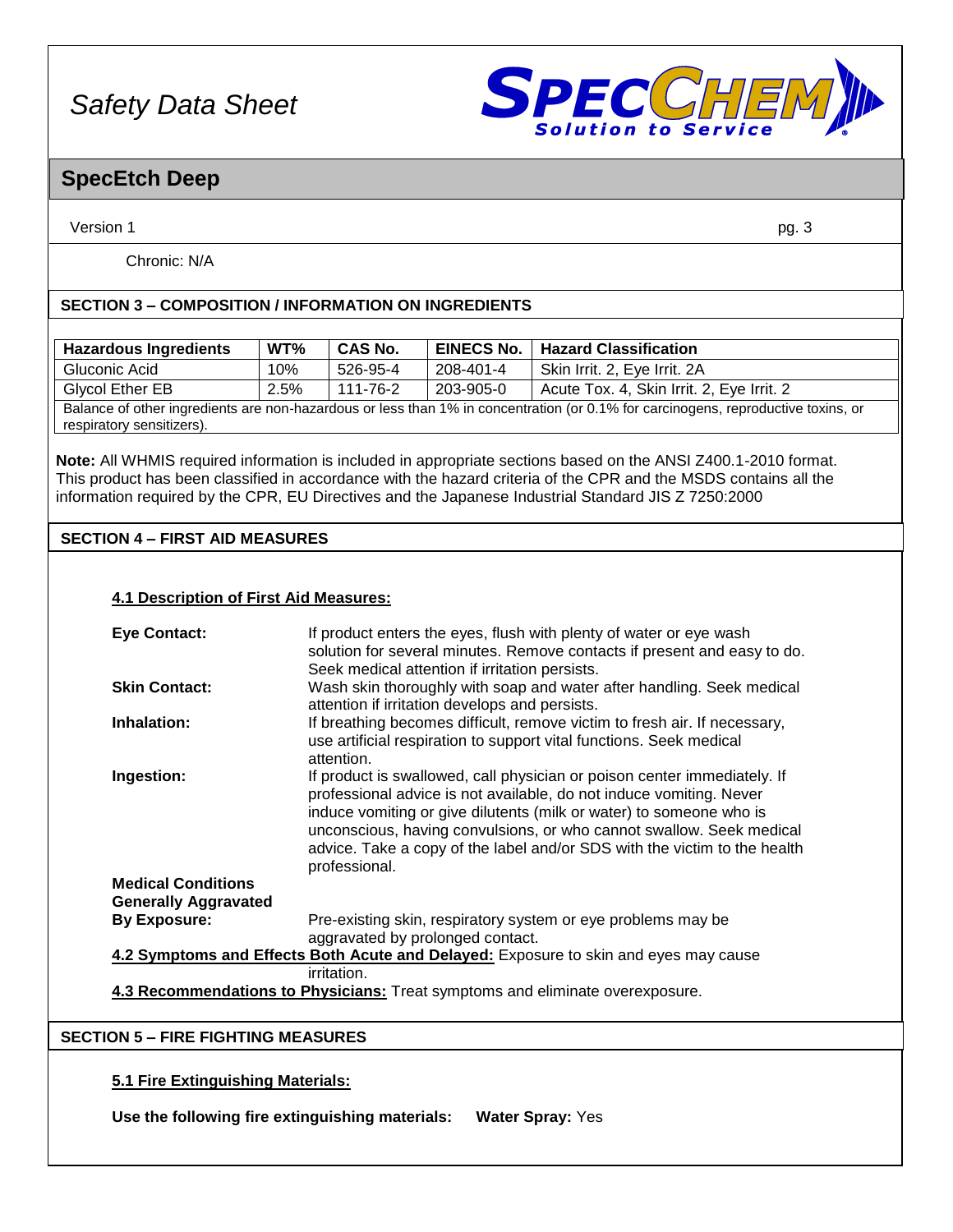Chronic: N/A

## SECTION 3 – COMPOSITION / INFORMATION ON INGREDIENTS

| Hazardous Ingredients | WT% | CAS No. | EINECS No. | Hazard Classification |
| --- | --- | --- | --- | --- |
| Gluconic Acid | 10% | 526-95-4 | 208-401-4 | Skin Irrit. 2, Eye Irrit. 2A |
| Glycol Ether EB | 2.5% | 111-76-2 | 203-905-0 | Acute Tox. 4, Skin Irrit. 2, Eye Irrit. 2 |
| Balance of other ingredients are non-hazardous or less than 1% in concentration (or 0.1% for carcinogens, reproductive toxins, or respiratory sensitizers). | | | | |

**Note:** All WHMIS required information is included in appropriate sections based on the ANSI Z400.1-2010 format. This product has been classified in accordance with the hazard criteria of the CPR and the MSDS contains all the information required by the CPR, EU Directives and the Japanese Industrial Standard JIS Z 7250:2000

## SECTION 4 – FIRST AID MEASURES

### 4.1 Description of First Aid Measures:

**Eye Contact:** If product enters the eyes, flush with plenty of water or eye wash solution for several minutes. Remove contacts if present and easy to do. Seek medical attention if irritation persists.

**Skin Contact:** Wash skin thoroughly with soap and water after handling. Seek medical attention if irritation develops and persists.

**Inhalation:** If breathing becomes difficult, remove victim to fresh air. If necessary, use artificial respiration to support vital functions. Seek medical attention.

**Ingestion:** If product is swallowed, call physician or poison center immediately. If professional advice is not available, do not induce vomiting. Never induce vomiting or give dilutents (milk or water) to someone who is unconscious, having convulsions, or who cannot swallow. Seek medical advice. Take a copy of the label and/or SDS with the victim to the health professional.

**Medical Conditions Generally Aggravated By Exposure:** Pre-existing skin, respiratory system or eye problems may be aggravated by prolonged contact.

**4.2 Symptoms and Effects Both Acute and Delayed:** Exposure to skin and eyes may cause irritation.

**4.3 Recommendations to Physicians:** Treat symptoms and eliminate overexposure.

## SECTION 5 – FIRE FIGHTING MEASURES

### 5.1 Fire Extinguishing Materials:

**Use the following fire extinguishing materials:** **Water Spray:** Yes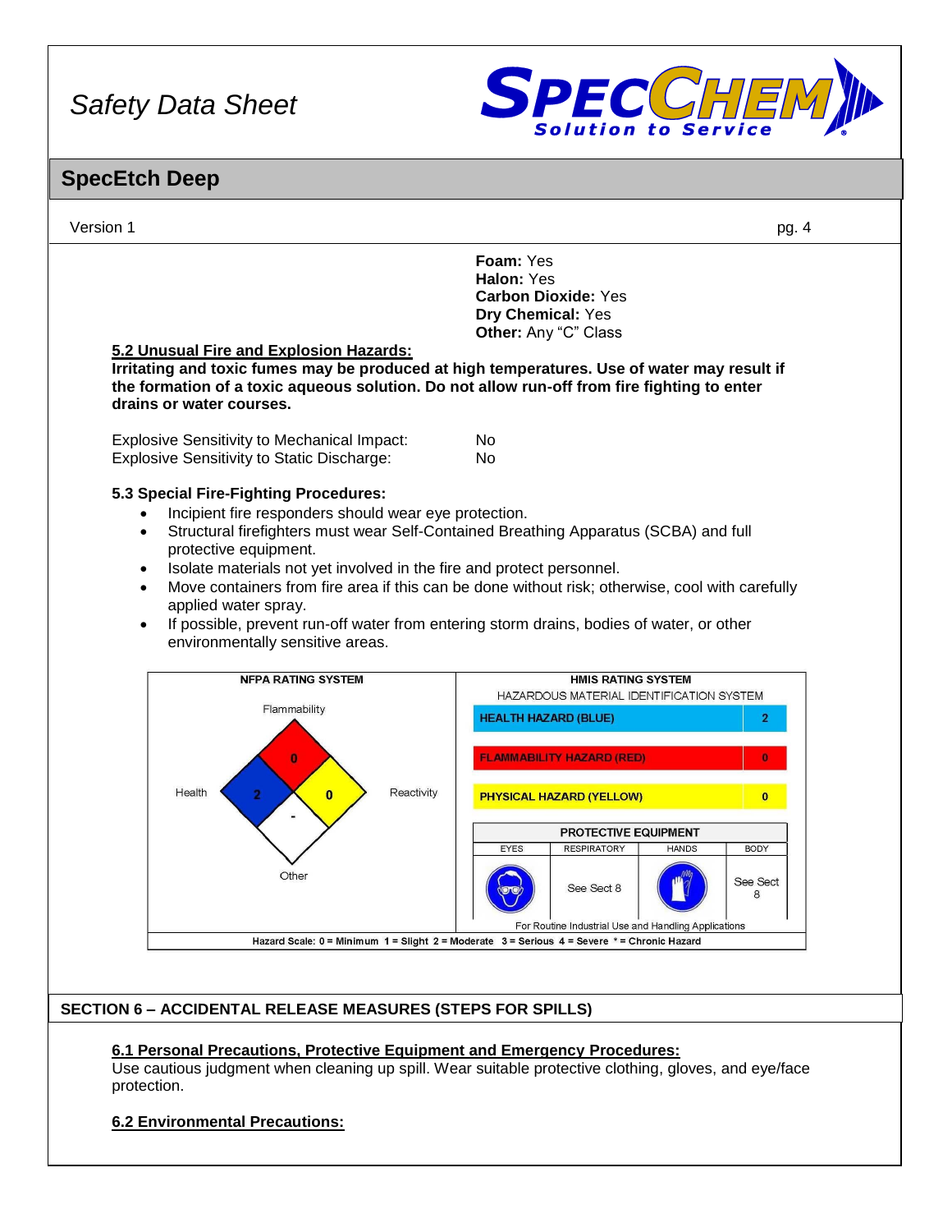**Foam:** Yes
**Halon:** Yes
**Carbon Dioxide:** Yes
**Dry Chemical:** Yes
**Other:** Any "C" Class

### 5.2 Unusual Fire and Explosion Hazards:

**Irritating and toxic fumes may be produced at high temperatures. Use of water may result if the formation of a toxic aqueous solution. Do not allow run-off from fire fighting to enter drains or water courses.**

| | |
|---|---|
| Explosive Sensitivity to Mechanical Impact: | No |
| Explosive Sensitivity to Static Discharge: | No |

### 5.3 Special Fire-Fighting Procedures:

- Incipient fire responders should wear eye protection.
- Structural firefighters must wear Self-Contained Breathing Apparatus (SCBA) and full protective equipment.
- Isolate materials not yet involved in the fire and protect personnel.
- Move containers from fire area if this can be done without risk; otherwise, cool with carefully applied water spray.
- If possible, prevent run-off water from entering storm drains, bodies of water, or other environmentally sensitive areas.

**NFPA RATING SYSTEM**

| Category | Rating |
|---|---|
| Flammability | 0 |
| Health | 2 |
| Reactivity | 0 |
| Other | - |

**HMIS RATING SYSTEM**
HAZARDOUS MATERIAL IDENTIFICATION SYSTEM

| Hazard | Rating |
|---|---|
| HEALTH HAZARD (BLUE) | 2 |
| FLAMMABILITY HAZARD (RED) | 0 |
| PHYSICAL HAZARD (YELLOW) | 0 |

**PROTECTIVE EQUIPMENT**

| EYES | RESPIRATORY | HANDS | BODY |
|---|---|---|---|
| | See Sect 8 | | See Sect 8 |

For Routine Industrial Use and Handling Applications

Hazard Scale: 0 = Minimum 1 = Slight 2 = Moderate 3 = Serious 4 = Severe * = Chronic Hazard

## SECTION 6 – ACCIDENTAL RELEASE MEASURES (STEPS FOR SPILLS)

### 6.1 Personal Precautions, Protective Equipment and Emergency Procedures:

Use cautious judgment when cleaning up spill. Wear suitable protective clothing, gloves, and eye/face protection.

### 6.2 Environmental Precautions: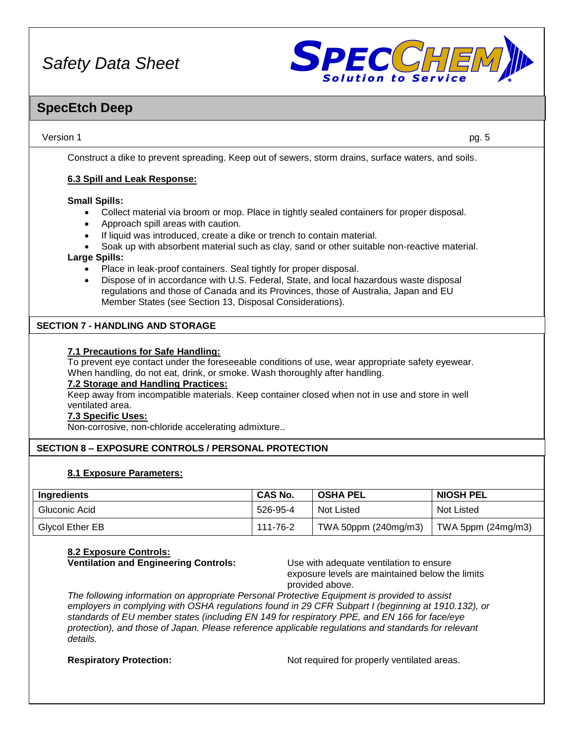Construct a dike to prevent spreading. Keep out of sewers, storm drains, surface waters, and soils.

**6.3 Spill and Leak Response:**

**Small Spills:**

- Collect material via broom or mop. Place in tightly sealed containers for proper disposal.
- Approach spill areas with caution.
- If liquid was introduced, create a dike or trench to contain material.
- Soak up with absorbent material such as clay, sand or other suitable non-reactive material.

**Large Spills:**

- Place in leak-proof containers. Seal tightly for proper disposal.
- Dispose of in accordance with U.S. Federal, State, and local hazardous waste disposal regulations and those of Canada and its Provinces, those of Australia, Japan and EU Member States (see Section 13, Disposal Considerations).

## SECTION 7 - HANDLING AND STORAGE

**7.1 Precautions for Safe Handling:**
To prevent eye contact under the foreseeable conditions of use, wear appropriate safety eyewear. When handling, do not eat, drink, or smoke. Wash thoroughly after handling.

**7.2 Storage and Handling Practices:**
Keep away from incompatible materials. Keep container closed when not in use and store in well ventilated area.

**7.3 Specific Uses:**
Non-corrosive, non-chloride accelerating admixture..

## SECTION 8 – EXPOSURE CONTROLS / PERSONAL PROTECTION

**8.1 Exposure Parameters:**

| Ingredients | CAS No. | OSHA PEL | NIOSH PEL |
|---|---|---|---|
| Gluconic Acid | 526-95-4 | Not Listed | Not Listed |
| Glycol Ether EB | 111-76-2 | TWA 50ppm (240mg/m3) | TWA 5ppm (24mg/m3) |

**8.2 Exposure Controls:**

**Ventilation and Engineering Controls:** Use with adequate ventilation to ensure exposure levels are maintained below the limits provided above.

*The following information on appropriate Personal Protective Equipment is provided to assist employers in complying with OSHA regulations found in 29 CFR Subpart I (beginning at 1910.132), or standards of EU member states (including EN 149 for respiratory PPE, and EN 166 for face/eye protection), and those of Japan. Please reference applicable regulations and standards for relevant details.*

**Respiratory Protection:** Not required for properly ventilated areas.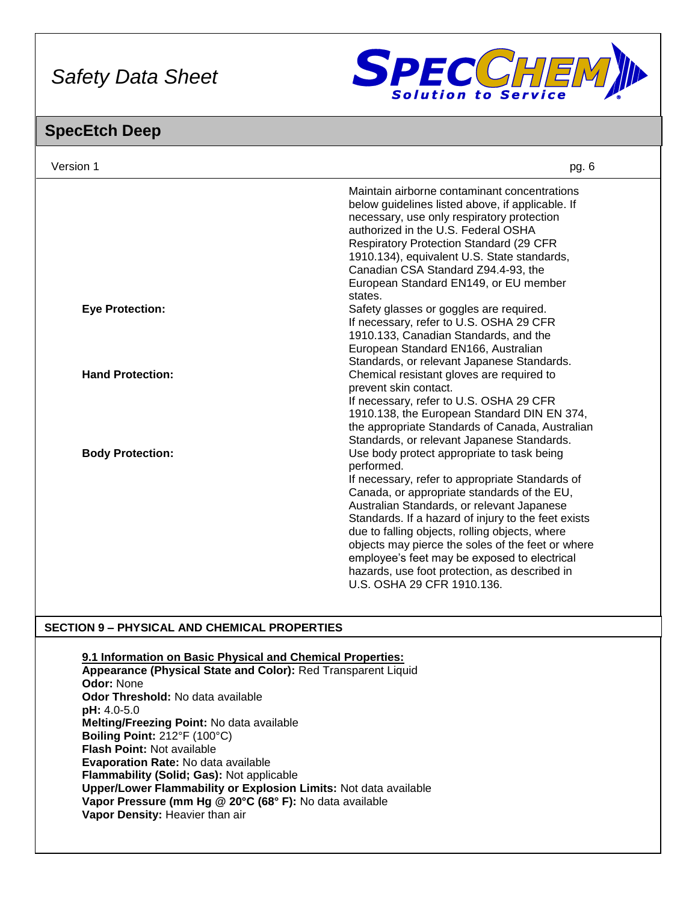Maintain airborne contaminant concentrations below guidelines listed above, if applicable. If necessary, use only respiratory protection authorized in the U.S. Federal OSHA Respiratory Protection Standard (29 CFR 1910.134), equivalent U.S. State standards, Canadian CSA Standard Z94.4-93, the European Standard EN149, or EU member states.

**Eye Protection:** Safety glasses or goggles are required. If necessary, refer to U.S. OSHA 29 CFR 1910.133, Canadian Standards, and the European Standard EN166, Australian Standards, or relevant Japanese Standards.

**Hand Protection:** Chemical resistant gloves are required to prevent skin contact. If necessary, refer to U.S. OSHA 29 CFR 1910.138, the European Standard DIN EN 374, the appropriate Standards of Canada, Australian Standards, or relevant Japanese Standards.

**Body Protection:** Use body protect appropriate to task being performed. If necessary, refer to appropriate Standards of Canada, or appropriate standards of the EU, Australian Standards, or relevant Japanese Standards. If a hazard of injury to the feet exists due to falling objects, rolling objects, where objects may pierce the soles of the feet or where employee's feet may be exposed to electrical hazards, use foot protection, as described in U.S. OSHA 29 CFR 1910.136.

## SECTION 9 – PHYSICAL AND CHEMICAL PROPERTIES

**9.1 Information on Basic Physical and Chemical Properties:**

**Appearance (Physical State and Color):** Red Transparent Liquid
**Odor:** None
**Odor Threshold:** No data available
**pH:** 4.0-5.0
**Melting/Freezing Point:** No data available
**Boiling Point:** 212°F (100°C)
**Flash Point:** Not available
**Evaporation Rate:** No data available
**Flammability (Solid; Gas):** Not applicable
**Upper/Lower Flammability or Explosion Limits:** Not data available
**Vapor Pressure (mm Hg @ 20°C (68° F):** No data available
**Vapor Density:** Heavier than air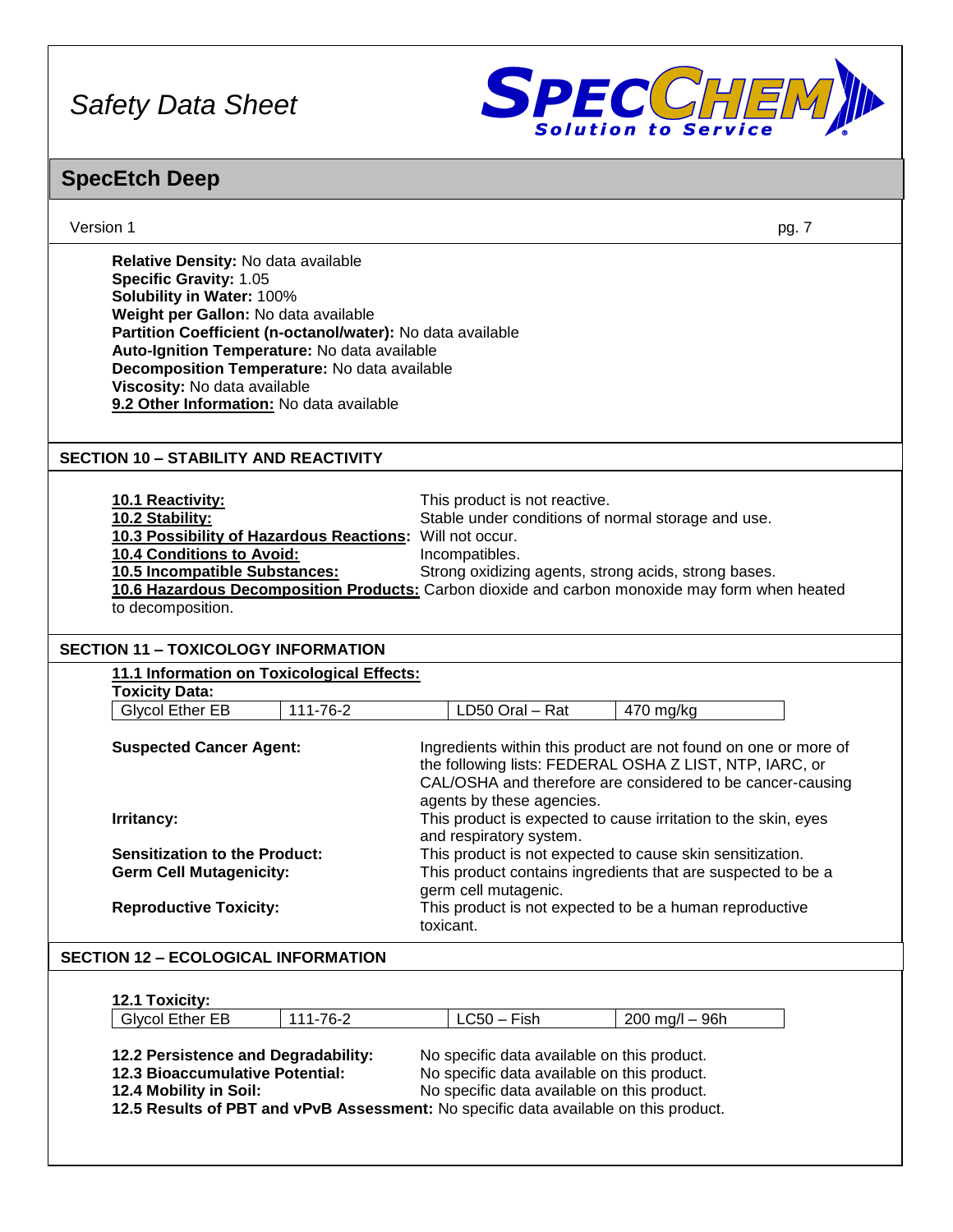**Relative Density:** No data available
**Specific Gravity:** 1.05
**Solubility in Water:** 100%
**Weight per Gallon:** No data available
**Partition Coefficient (n-octanol/water):** No data available
**Auto-Ignition Temperature:** No data available
**Decomposition Temperature:** No data available
**Viscosity:** No data available
**9.2 Other Information:** No data available

## SECTION 10 – STABILITY AND REACTIVITY

**10.1 Reactivity:** This product is not reactive.
**10.2 Stability:** Stable under conditions of normal storage and use.
**10.3 Possibility of Hazardous Reactions:** Will not occur.
**10.4 Conditions to Avoid:** Incompatibles.
**10.5 Incompatible Substances:** Strong oxidizing agents, strong acids, strong bases.
**10.6 Hazardous Decomposition Products:** Carbon dioxide and carbon monoxide may form when heated to decomposition.

## SECTION 11 – TOXICOLOGY INFORMATION

**11.1 Information on Toxicological Effects:**
**Toxicity Data:**

| Glycol Ether EB | 111-76-2 | LD50 Oral – Rat | 470 mg/kg |
|---|---|---|---|

**Suspected Cancer Agent:** Ingredients within this product are not found on one or more of the following lists: FEDERAL OSHA Z LIST, NTP, IARC, or CAL/OSHA and therefore are considered to be cancer-causing agents by these agencies.
**Irritancy:** This product is expected to cause irritation to the skin, eyes and respiratory system.
**Sensitization to the Product:** This product is not expected to cause skin sensitization.
**Germ Cell Mutagenicity:** This product contains ingredients that are suspected to be a germ cell mutagenic.
**Reproductive Toxicity:** This product is not expected to be a human reproductive toxicant.

## SECTION 12 – ECOLOGICAL INFORMATION

**12.1 Toxicity:**

| Glycol Ether EB | 111-76-2 | LC50 – Fish | 200 mg/l – 96h |
|---|---|---|---|

**12.2 Persistence and Degradability:** No specific data available on this product.
**12.3 Bioaccumulative Potential:** No specific data available on this product.
**12.4 Mobility in Soil:** No specific data available on this product.
**12.5 Results of PBT and vPvB Assessment:** No specific data available on this product.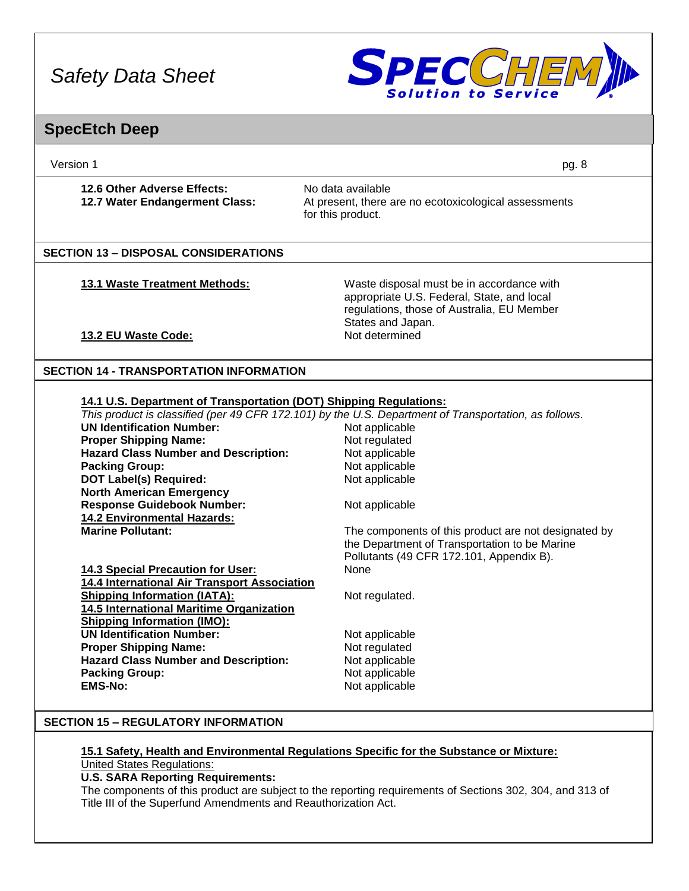**12.6 Other Adverse Effects:** No data available

**12.7 Water Endangerment Class:** At present, there are no ecotoxicological assessments for this product.

## SECTION 13 – DISPOSAL CONSIDERATIONS

**13.1 Waste Treatment Methods:** Waste disposal must be in accordance with appropriate U.S. Federal, State, and local regulations, those of Australia, EU Member States and Japan.

**13.2 EU Waste Code:** Not determined

## SECTION 14 - TRANSPORTATION INFORMATION

**14.1 U.S. Department of Transportation (DOT) Shipping Regulations:**

*This product is classified (per 49 CFR 172.101) by the U.S. Department of Transportation, as follows.*

**UN Identification Number:** Not applicable
**Proper Shipping Name:** Not regulated
**Hazard Class Number and Description:** Not applicable
**Packing Group:** Not applicable
**DOT Label(s) Required:** Not applicable
**North American Emergency Response Guidebook Number:** Not applicable

**14.2 Environmental Hazards:**

**Marine Pollutant:** The components of this product are not designated by the Department of Transportation to be Marine Pollutants (49 CFR 172.101, Appendix B).

**14.3 Special Precaution for User:** None

**14.4 International Air Transport Association Shipping Information (IATA):** Not regulated.

**14.5 International Maritime Organization Shipping Information (IMO):**

**UN Identification Number:** Not applicable
**Proper Shipping Name:** Not regulated
**Hazard Class Number and Description:** Not applicable
**Packing Group:** Not applicable
**EMS-No:** Not applicable

## SECTION 15 – REGULATORY INFORMATION

**15.1 Safety, Health and Environmental Regulations Specific for the Substance or Mixture:**

United States Regulations:

**U.S. SARA Reporting Requirements:**

The components of this product are subject to the reporting requirements of Sections 302, 304, and 313 of Title III of the Superfund Amendments and Reauthorization Act.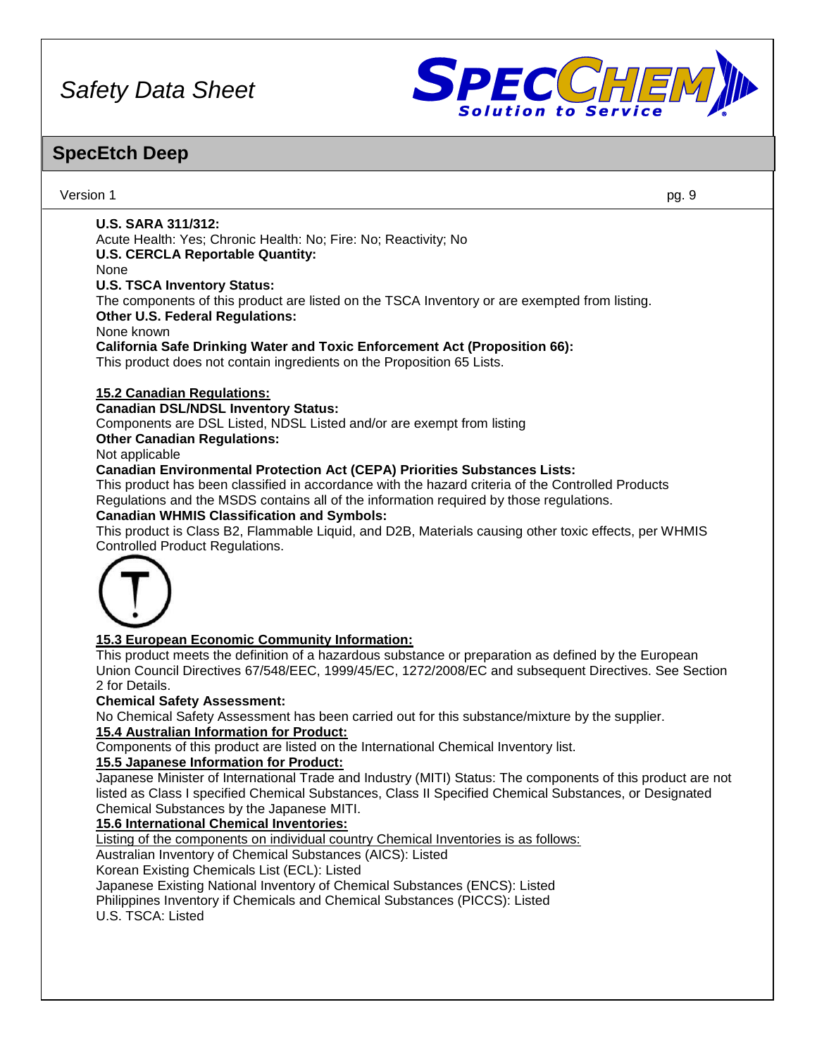**U.S. SARA 311/312:**
Acute Health: Yes; Chronic Health: No; Fire: No; Reactivity; No
**U.S. CERCLA Reportable Quantity:**
None
**U.S. TSCA Inventory Status:**
The components of this product are listed on the TSCA Inventory or are exempted from listing.
**Other U.S. Federal Regulations:**
None known
**California Safe Drinking Water and Toxic Enforcement Act (Proposition 66):**
This product does not contain ingredients on the Proposition 65 Lists.

**15.2 Canadian Regulations:**
**Canadian DSL/NDSL Inventory Status:**
Components are DSL Listed, NDSL Listed and/or are exempt from listing
**Other Canadian Regulations:**
Not applicable
**Canadian Environmental Protection Act (CEPA) Priorities Substances Lists:**
This product has been classified in accordance with the hazard criteria of the Controlled Products Regulations and the MSDS contains all of the information required by those regulations.
**Canadian WHMIS Classification and Symbols:**
This product is Class B2, Flammable Liquid, and D2B, Materials causing other toxic effects, per WHMIS Controlled Product Regulations.

**15.3 European Economic Community Information:**
This product meets the definition of a hazardous substance or preparation as defined by the European Union Council Directives 67/548/EEC, 1999/45/EC, 1272/2008/EC and subsequent Directives. See Section 2 for Details.
**Chemical Safety Assessment:**
No Chemical Safety Assessment has been carried out for this substance/mixture by the supplier.
**15.4 Australian Information for Product:**
Components of this product are listed on the International Chemical Inventory list.
**15.5 Japanese Information for Product:**
Japanese Minister of International Trade and Industry (MITI) Status: The components of this product are not listed as Class I specified Chemical Substances, Class II Specified Chemical Substances, or Designated Chemical Substances by the Japanese MITI.
**15.6 International Chemical Inventories:**
Listing of the components on individual country Chemical Inventories is as follows:
Australian Inventory of Chemical Substances (AICS): Listed
Korean Existing Chemicals List (ECL): Listed
Japanese Existing National Inventory of Chemical Substances (ENCS): Listed
Philippines Inventory if Chemicals and Chemical Substances (PICCS): Listed
U.S. TSCA: Listed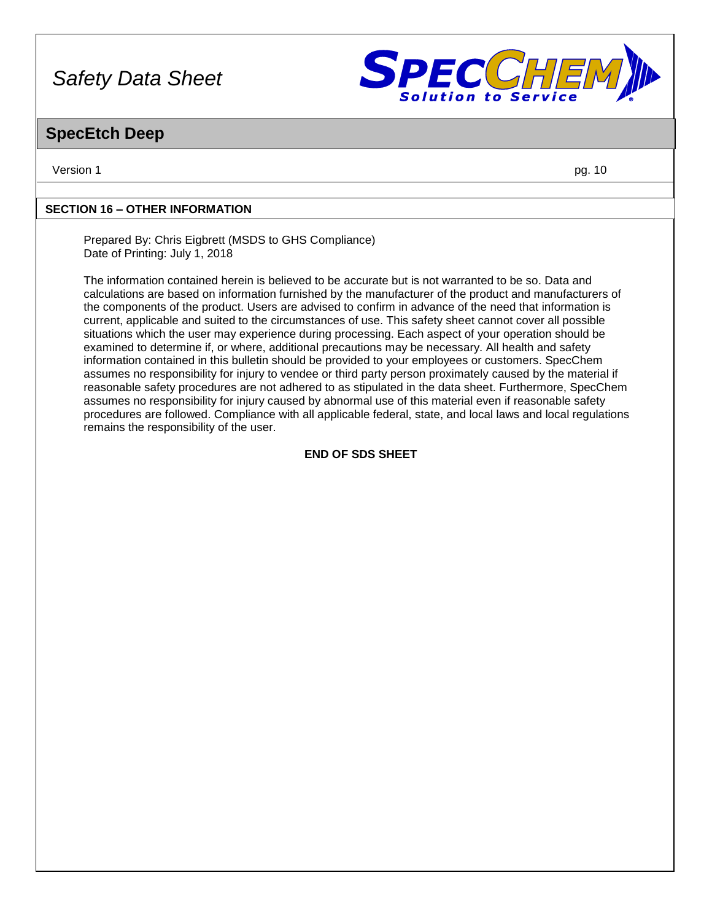## SECTION 16 – OTHER INFORMATION

Prepared By: Chris Eigbrett (MSDS to GHS Compliance)
Date of Printing: July 1, 2018

The information contained herein is believed to be accurate but is not warranted to be so. Data and calculations are based on information furnished by the manufacturer of the product and manufacturers of the components of the product. Users are advised to confirm in advance of the need that information is current, applicable and suited to the circumstances of use. This safety sheet cannot cover all possible situations which the user may experience during processing. Each aspect of your operation should be examined to determine if, or where, additional precautions may be necessary. All health and safety information contained in this bulletin should be provided to your employees or customers. SpecChem assumes no responsibility for injury to vendee or third party person proximately caused by the material if reasonable safety procedures are not adhered to as stipulated in the data sheet. Furthermore, SpecChem assumes no responsibility for injury caused by abnormal use of this material even if reasonable safety procedures are followed. Compliance with all applicable federal, state, and local laws and local regulations remains the responsibility of the user.

**END OF SDS SHEET**